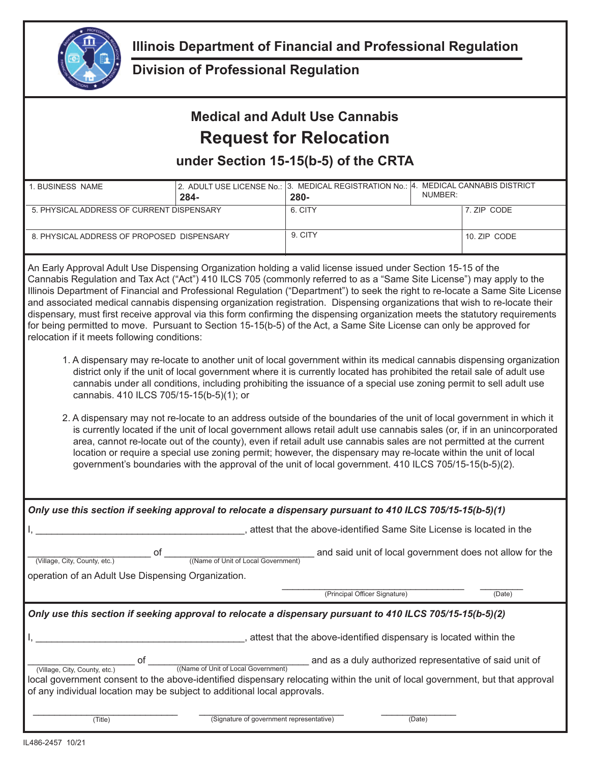# Illinois Department of Financial and Professional Regulation

## Division of Professional Regulation

### Medical and Adult Use Cannabis

# Request for Relocation

### under Section 15-15(b-5) of the CRTA

| 1. BUSINESS NAME | 2. ADULT USE LICENSE No.: 284- | 3. MEDICAL REGISTRATION No.: 280- | 4. MEDICAL CANNABIS DISTRICT NUMBER: | |
|---|---|---|---|---|
| 5. PHYSICAL ADDRESS OF CURRENT DISPENSARY | | 6. CITY | | 7. ZIP CODE |
| 8. PHYSICAL ADDRESS OF PROPOSED DISPENSARY | | 9. CITY | | 10. ZIP CODE |

An Early Approval Adult Use Dispensing Organization holding a valid license issued under Section 15-15 of the Cannabis Regulation and Tax Act ("Act") 410 ILCS 705 (commonly referred to as a "Same Site License") may apply to the Illinois Department of Financial and Professional Regulation ("Department") to seek the right to re-locate a Same Site License and associated medical cannabis dispensing organization registration. Dispensing organizations that wish to re-locate their dispensary, must first receive approval via this form confirming the dispensing organization meets the statutory requirements for being permitted to move. Pursuant to Section 15-15(b-5) of the Act, a Same Site License can only be approved for relocation if it meets following conditions:

1. A dispensary may re-locate to another unit of local government within its medical cannabis dispensing organization district only if the unit of local government where it is currently located has prohibited the retail sale of adult use cannabis under all conditions, including prohibiting the issuance of a special use zoning permit to sell adult use cannabis. 410 ILCS 705/15-15(b-5)(1); or

2. A dispensary may not re-locate to an address outside of the boundaries of the unit of local government in which it is currently located if the unit of local government allows retail adult use cannabis sales (or, if in an unincorporated area, cannot re-locate out of the county), even if retail adult use cannabis sales are not permitted at the current location or require a special use zoning permit; however, the dispensary may re-locate within the unit of local government's boundaries with the approval of the unit of local government. 410 ILCS 705/15-15(b-5)(2).

***Only use this section if seeking approval to relocate a dispensary pursuant to 410 ILCS 705/15-15(b-5)(1)***

I, ________________________________________, attest that the above-identified Same Site License is located in the

________________________ of ____________________________ and said unit of local government does not allow for the
(Village, City, County, etc.) ((Name of Unit of Local Government)

operation of an Adult Use Dispensing Organization.

____________________________________ (Principal Officer Signature) __________ (Date)

***Only use this section if seeking approval to relocate a dispensary pursuant to 410 ILCS 705/15-15(b-5)(2)***

I, ________________________________________, attest that the above-identified dispensary is located within the

______________________ of ________________________________ and as a duly authorized representative of said unit of
(Village, City, County, etc.) ((Name of Unit of Local Government)

local government consent to the above-identified dispensary relocating within the unit of local government, but that approval of any individual location may be subject to additional local approvals.

____________________________ (Title) ______________________________ (Signature of government representative) _______________ (Date)

IL486-2457 10/21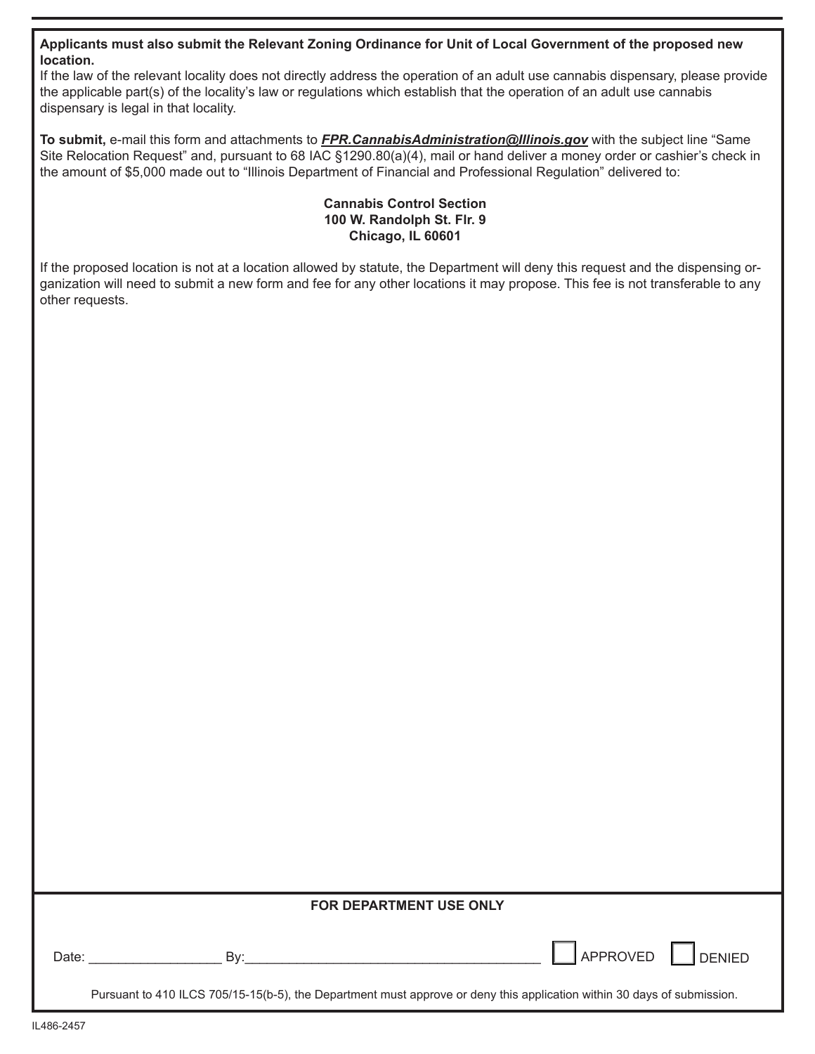**Applicants must also submit the Relevant Zoning Ordinance for Unit of Local Government of the proposed new location.**
If the law of the relevant locality does not directly address the operation of an adult use cannabis dispensary, please provide the applicable part(s) of the locality's law or regulations which establish that the operation of an adult use cannabis dispensary is legal in that locality.

**To submit,** e-mail this form and attachments to ***FPR.CannabisAdministration@Illinois.gov*** with the subject line "Same Site Relocation Request" and, pursuant to 68 IAC §1290.80(a)(4), mail or hand deliver a money order or cashier's check in the amount of $5,000 made out to "Illinois Department of Financial and Professional Regulation" delivered to:

**Cannabis Control Section**
**100 W. Randolph St. Flr. 9**
**Chicago, IL 60601**

If the proposed location is not at a location allowed by statute, the Department will deny this request and the dispensing organization will need to submit a new form and fee for any other locations it may propose. This fee is not transferable to any other requests.

**FOR DEPARTMENT USE ONLY**

Date: _________________ By:_______________________________________ ☐ APPROVED ☐ DENIED

Pursuant to 410 ILCS 705/15-15(b-5), the Department must approve or deny this application within 30 days of submission.

IL486-2457